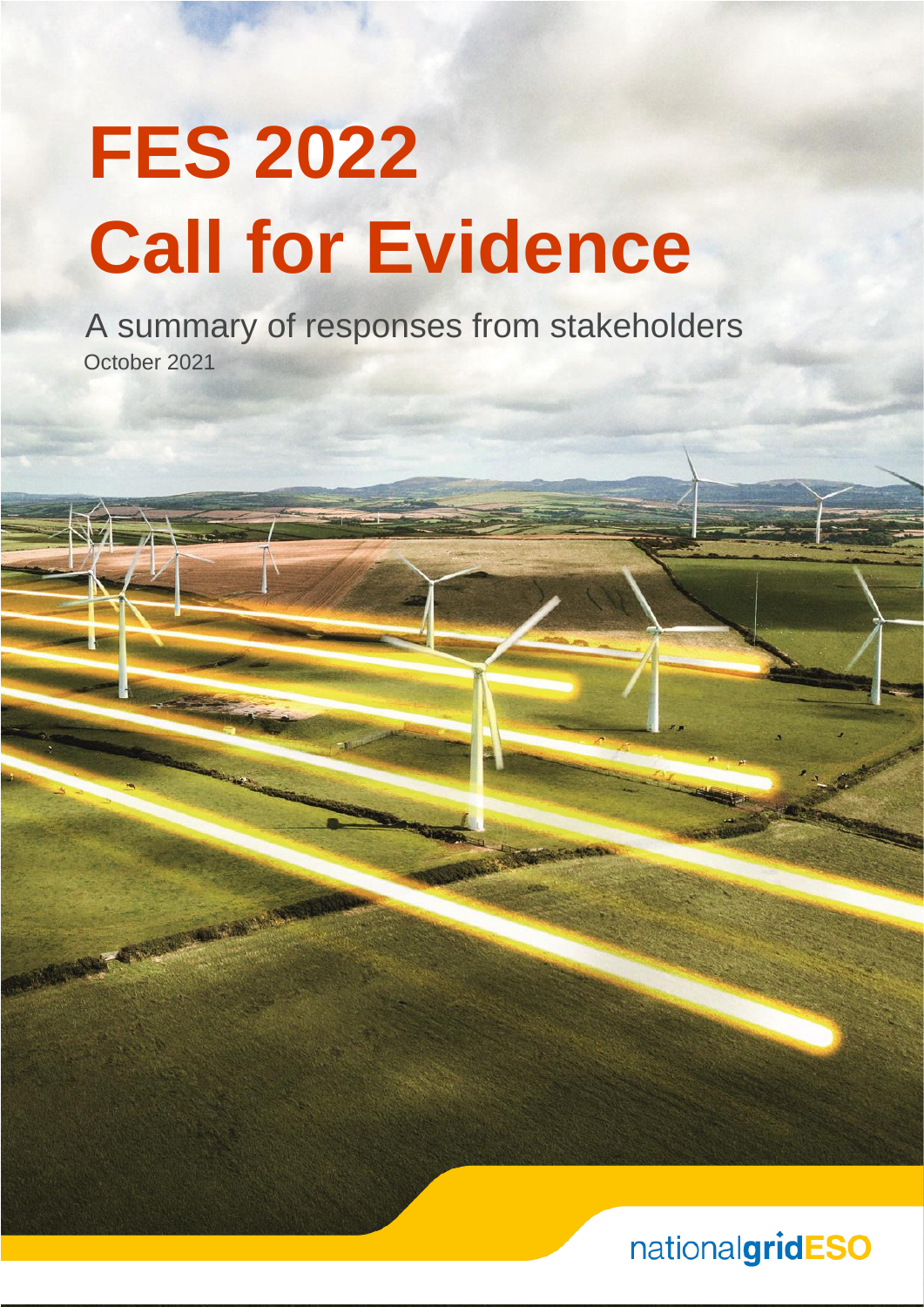# FES 2022
# Call for Evidence

A summary of responses from stakeholders

October 2021

nationalgridESO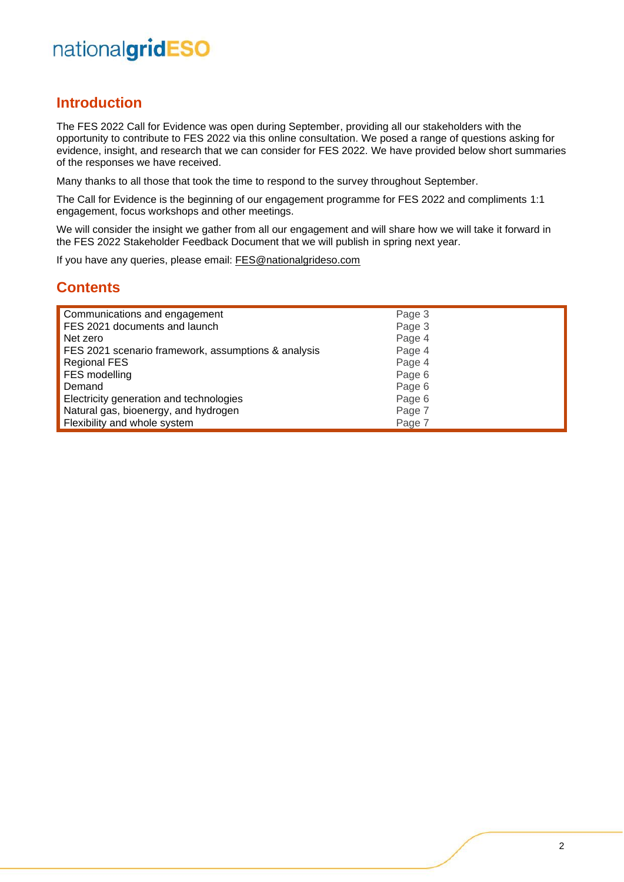## Introduction

The FES 2022 Call for Evidence was open during September, providing all our stakeholders with the opportunity to contribute to FES 2022 via this online consultation. We posed a range of questions asking for evidence, insight, and research that we can consider for FES 2022. We have provided below short summaries of the responses we have received.

Many thanks to all those that took the time to respond to the survey throughout September.

The Call for Evidence is the beginning of our engagement programme for FES 2022 and compliments 1:1 engagement, focus workshops and other meetings.

We will consider the insight we gather from all our engagement and will share how we will take it forward in the FES 2022 Stakeholder Feedback Document that we will publish in spring next year.

If you have any queries, please email: FES@nationalgrideso.com

## Contents

| | |
|---|---|
| Communications and engagement | Page 3 |
| FES 2021 documents and launch | Page 3 |
| Net zero | Page 4 |
| FES 2021 scenario framework, assumptions & analysis | Page 4 |
| Regional FES | Page 4 |
| FES modelling | Page 6 |
| Demand | Page 6 |
| Electricity generation and technologies | Page 6 |
| Natural gas, bioenergy, and hydrogen | Page 7 |
| Flexibility and whole system | Page 7 |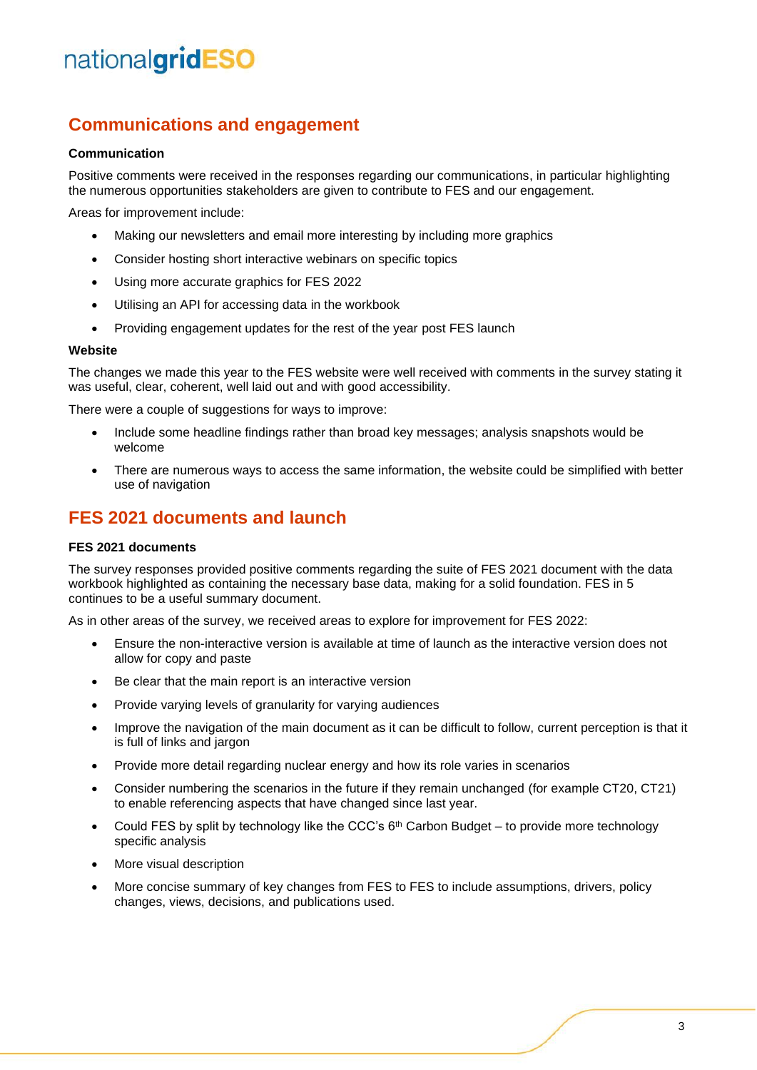## Communications and engagement

### Communication

Positive comments were received in the responses regarding our communications, in particular highlighting the numerous opportunities stakeholders are given to contribute to FES and our engagement.

Areas for improvement include:

- Making our newsletters and email more interesting by including more graphics
- Consider hosting short interactive webinars on specific topics
- Using more accurate graphics for FES 2022
- Utilising an API for accessing data in the workbook
- Providing engagement updates for the rest of the year post FES launch

### Website

The changes we made this year to the FES website were well received with comments in the survey stating it was useful, clear, coherent, well laid out and with good accessibility.

There were a couple of suggestions for ways to improve:

- Include some headline findings rather than broad key messages; analysis snapshots would be welcome
- There are numerous ways to access the same information, the website could be simplified with better use of navigation

## FES 2021 documents and launch

### FES 2021 documents

The survey responses provided positive comments regarding the suite of FES 2021 document with the data workbook highlighted as containing the necessary base data, making for a solid foundation. FES in 5 continues to be a useful summary document.

As in other areas of the survey, we received areas to explore for improvement for FES 2022:

- Ensure the non-interactive version is available at time of launch as the interactive version does not allow for copy and paste
- Be clear that the main report is an interactive version
- Provide varying levels of granularity for varying audiences
- Improve the navigation of the main document as it can be difficult to follow, current perception is that it is full of links and jargon
- Provide more detail regarding nuclear energy and how its role varies in scenarios
- Consider numbering the scenarios in the future if they remain unchanged (for example CT20, CT21) to enable referencing aspects that have changed since last year.
- Could FES by split by technology like the CCC's 6th Carbon Budget – to provide more technology specific analysis
- More visual description
- More concise summary of key changes from FES to FES to include assumptions, drivers, policy changes, views, decisions, and publications used.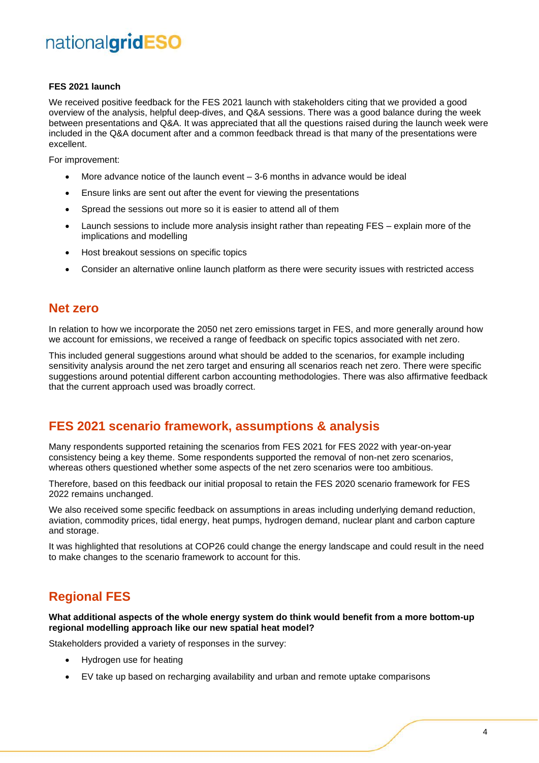**FES 2021 launch**

We received positive feedback for the FES 2021 launch with stakeholders citing that we provided a good overview of the analysis, helpful deep-dives, and Q&A sessions. There was a good balance during the week between presentations and Q&A. It was appreciated that all the questions raised during the launch week were included in the Q&A document after and a common feedback thread is that many of the presentations were excellent.

For improvement:

- More advance notice of the launch event – 3-6 months in advance would be ideal
- Ensure links are sent out after the event for viewing the presentations
- Spread the sessions out more so it is easier to attend all of them
- Launch sessions to include more analysis insight rather than repeating FES – explain more of the implications and modelling
- Host breakout sessions on specific topics
- Consider an alternative online launch platform as there were security issues with restricted access

## Net zero

In relation to how we incorporate the 2050 net zero emissions target in FES, and more generally around how we account for emissions, we received a range of feedback on specific topics associated with net zero.

This included general suggestions around what should be added to the scenarios, for example including sensitivity analysis around the net zero target and ensuring all scenarios reach net zero. There were specific suggestions around potential different carbon accounting methodologies. There was also affirmative feedback that the current approach used was broadly correct.

## FES 2021 scenario framework, assumptions & analysis

Many respondents supported retaining the scenarios from FES 2021 for FES 2022 with year-on-year consistency being a key theme. Some respondents supported the removal of non-net zero scenarios, whereas others questioned whether some aspects of the net zero scenarios were too ambitious.

Therefore, based on this feedback our initial proposal to retain the FES 2020 scenario framework for FES 2022 remains unchanged.

We also received some specific feedback on assumptions in areas including underlying demand reduction, aviation, commodity prices, tidal energy, heat pumps, hydrogen demand, nuclear plant and carbon capture and storage.

It was highlighted that resolutions at COP26 could change the energy landscape and could result in the need to make changes to the scenario framework to account for this.

## Regional FES

**What additional aspects of the whole energy system do think would benefit from a more bottom-up regional modelling approach like our new spatial heat model?**

Stakeholders provided a variety of responses in the survey:

- Hydrogen use for heating
- EV take up based on recharging availability and urban and remote uptake comparisons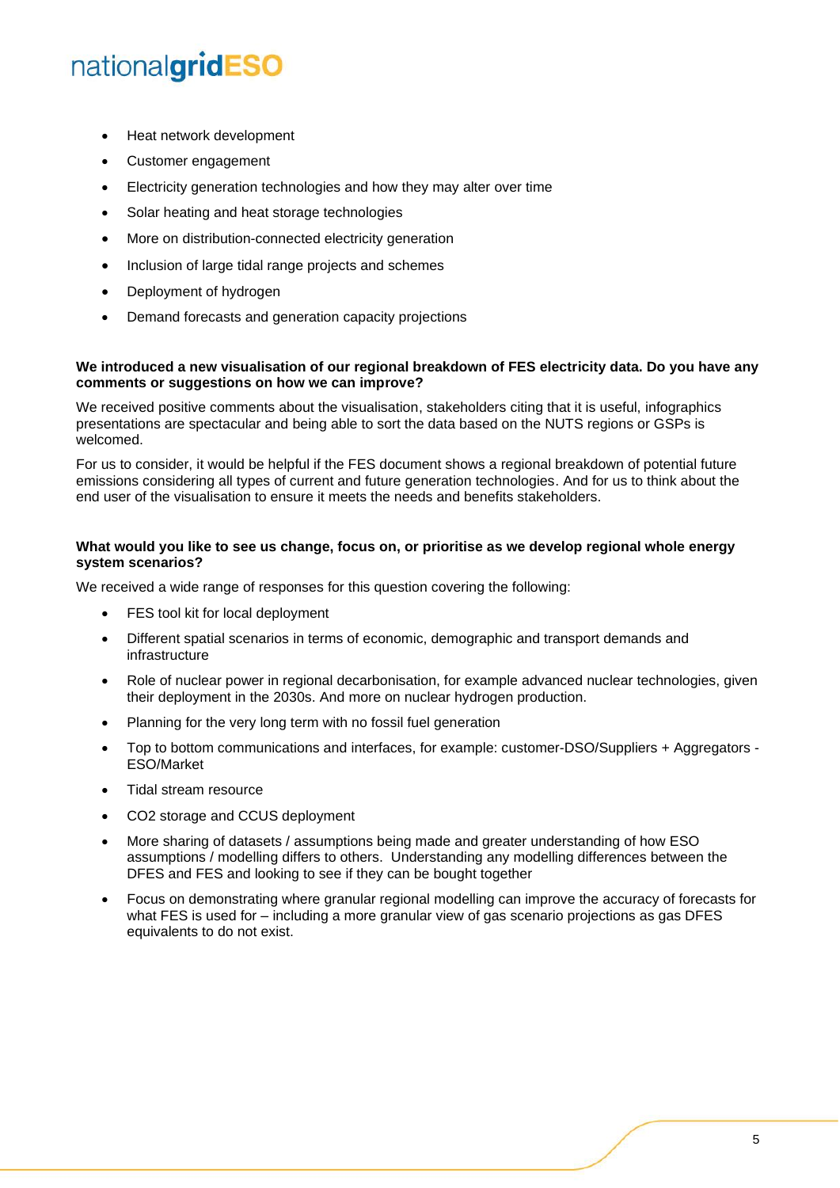- Heat network development
- Customer engagement
- Electricity generation technologies and how they may alter over time
- Solar heating and heat storage technologies
- More on distribution-connected electricity generation
- Inclusion of large tidal range projects and schemes
- Deployment of hydrogen
- Demand forecasts and generation capacity projections

**We introduced a new visualisation of our regional breakdown of FES electricity data. Do you have any comments or suggestions on how we can improve?**

We received positive comments about the visualisation, stakeholders citing that it is useful, infographics presentations are spectacular and being able to sort the data based on the NUTS regions or GSPs is welcomed.

For us to consider, it would be helpful if the FES document shows a regional breakdown of potential future emissions considering all types of current and future generation technologies. And for us to think about the end user of the visualisation to ensure it meets the needs and benefits stakeholders.

**What would you like to see us change, focus on, or prioritise as we develop regional whole energy system scenarios?**

We received a wide range of responses for this question covering the following:

- FES tool kit for local deployment
- Different spatial scenarios in terms of economic, demographic and transport demands and infrastructure
- Role of nuclear power in regional decarbonisation, for example advanced nuclear technologies, given their deployment in the 2030s. And more on nuclear hydrogen production.
- Planning for the very long term with no fossil fuel generation
- Top to bottom communications and interfaces, for example: customer-DSO/Suppliers + Aggregators - ESO/Market
- Tidal stream resource
- $CO_2$ storage and CCUS deployment
- More sharing of datasets / assumptions being made and greater understanding of how ESO assumptions / modelling differs to others. Understanding any modelling differences between the DFES and FES and looking to see if they can be bought together
- Focus on demonstrating where granular regional modelling can improve the accuracy of forecasts for what FES is used for – including a more granular view of gas scenario projections as gas DFES equivalents to do not exist.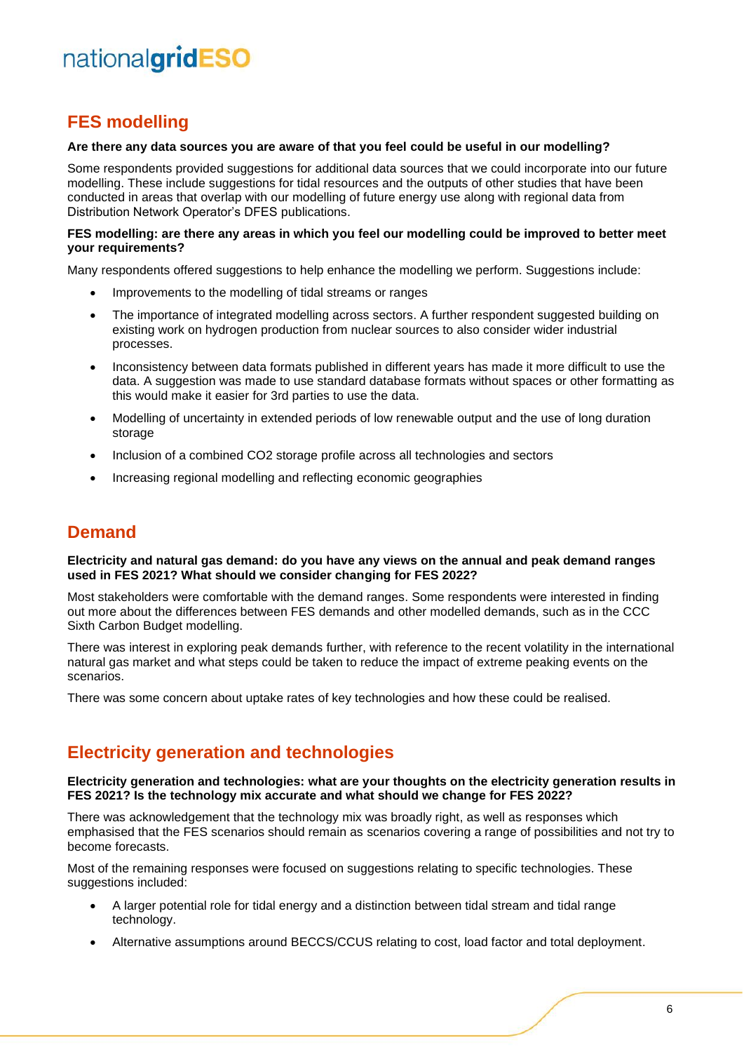## FES modelling

**Are there any data sources you are aware of that you feel could be useful in our modelling?**

Some respondents provided suggestions for additional data sources that we could incorporate into our future modelling. These include suggestions for tidal resources and the outputs of other studies that have been conducted in areas that overlap with our modelling of future energy use along with regional data from Distribution Network Operator's DFES publications.

**FES modelling: are there any areas in which you feel our modelling could be improved to better meet your requirements?**

Many respondents offered suggestions to help enhance the modelling we perform. Suggestions include:

- Improvements to the modelling of tidal streams or ranges
- The importance of integrated modelling across sectors. A further respondent suggested building on existing work on hydrogen production from nuclear sources to also consider wider industrial processes.
- Inconsistency between data formats published in different years has made it more difficult to use the data. A suggestion was made to use standard database formats without spaces or other formatting as this would make it easier for 3rd parties to use the data.
- Modelling of uncertainty in extended periods of low renewable output and the use of long duration storage
- Inclusion of a combined $CO_2$ storage profile across all technologies and sectors
- Increasing regional modelling and reflecting economic geographies

## Demand

**Electricity and natural gas demand: do you have any views on the annual and peak demand ranges used in FES 2021? What should we consider changing for FES 2022?**

Most stakeholders were comfortable with the demand ranges. Some respondents were interested in finding out more about the differences between FES demands and other modelled demands, such as in the CCC Sixth Carbon Budget modelling.

There was interest in exploring peak demands further, with reference to the recent volatility in the international natural gas market and what steps could be taken to reduce the impact of extreme peaking events on the scenarios.

There was some concern about uptake rates of key technologies and how these could be realised.

## Electricity generation and technologies

**Electricity generation and technologies: what are your thoughts on the electricity generation results in FES 2021? Is the technology mix accurate and what should we change for FES 2022?**

There was acknowledgement that the technology mix was broadly right, as well as responses which emphasised that the FES scenarios should remain as scenarios covering a range of possibilities and not try to become forecasts.

Most of the remaining responses were focused on suggestions relating to specific technologies. These suggestions included:

- A larger potential role for tidal energy and a distinction between tidal stream and tidal range technology.
- Alternative assumptions around BECCS/CCUS relating to cost, load factor and total deployment.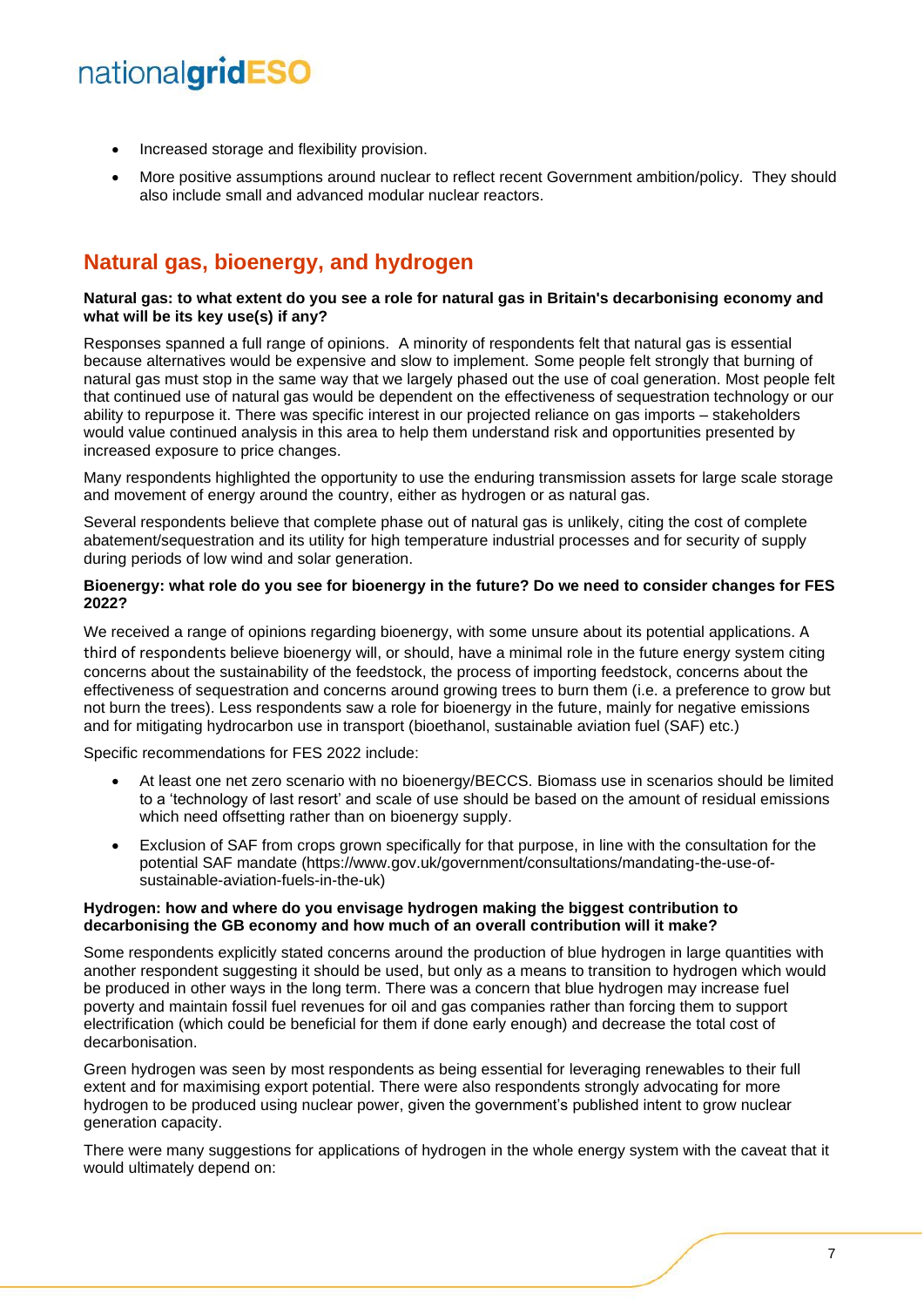- Increased storage and flexibility provision.
- More positive assumptions around nuclear to reflect recent Government ambition/policy. They should also include small and advanced modular nuclear reactors.

## Natural gas, bioenergy, and hydrogen

**Natural gas: to what extent do you see a role for natural gas in Britain's decarbonising economy and what will be its key use(s) if any?**

Responses spanned a full range of opinions. A minority of respondents felt that natural gas is essential because alternatives would be expensive and slow to implement. Some people felt strongly that burning of natural gas must stop in the same way that we largely phased out the use of coal generation. Most people felt that continued use of natural gas would be dependent on the effectiveness of sequestration technology or our ability to repurpose it. There was specific interest in our projected reliance on gas imports – stakeholders would value continued analysis in this area to help them understand risk and opportunities presented by increased exposure to price changes.

Many respondents highlighted the opportunity to use the enduring transmission assets for large scale storage and movement of energy around the country, either as hydrogen or as natural gas.

Several respondents believe that complete phase out of natural gas is unlikely, citing the cost of complete abatement/sequestration and its utility for high temperature industrial processes and for security of supply during periods of low wind and solar generation.

**Bioenergy: what role do you see for bioenergy in the future? Do we need to consider changes for FES 2022?**

We received a range of opinions regarding bioenergy, with some unsure about its potential applications. A third of respondents believe bioenergy will, or should, have a minimal role in the future energy system citing concerns about the sustainability of the feedstock, the process of importing feedstock, concerns about the effectiveness of sequestration and concerns around growing trees to burn them (i.e. a preference to grow but not burn the trees). Less respondents saw a role for bioenergy in the future, mainly for negative emissions and for mitigating hydrocarbon use in transport (bioethanol, sustainable aviation fuel (SAF) etc.)

Specific recommendations for FES 2022 include:

- At least one net zero scenario with no bioenergy/BECCS. Biomass use in scenarios should be limited to a 'technology of last resort' and scale of use should be based on the amount of residual emissions which need offsetting rather than on bioenergy supply.
- Exclusion of SAF from crops grown specifically for that purpose, in line with the consultation for the potential SAF mandate (https://www.gov.uk/government/consultations/mandating-the-use-of-sustainable-aviation-fuels-in-the-uk)

**Hydrogen: how and where do you envisage hydrogen making the biggest contribution to decarbonising the GB economy and how much of an overall contribution will it make?**

Some respondents explicitly stated concerns around the production of blue hydrogen in large quantities with another respondent suggesting it should be used, but only as a means to transition to hydrogen which would be produced in other ways in the long term. There was a concern that blue hydrogen may increase fuel poverty and maintain fossil fuel revenues for oil and gas companies rather than forcing them to support electrification (which could be beneficial for them if done early enough) and decrease the total cost of decarbonisation.

Green hydrogen was seen by most respondents as being essential for leveraging renewables to their full extent and for maximising export potential. There were also respondents strongly advocating for more hydrogen to be produced using nuclear power, given the government's published intent to grow nuclear generation capacity.

There were many suggestions for applications of hydrogen in the whole energy system with the caveat that it would ultimately depend on: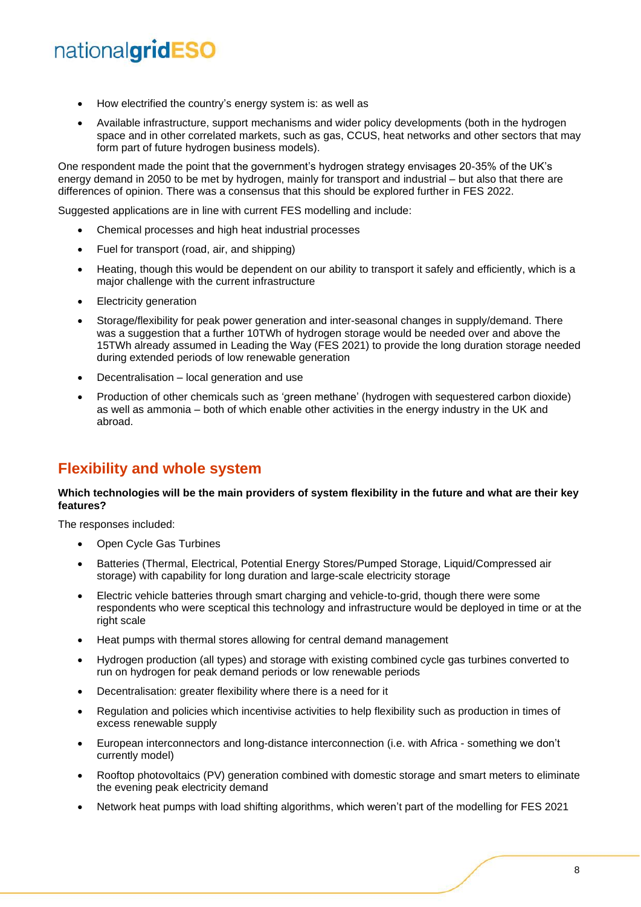- How electrified the country's energy system is: as well as
- Available infrastructure, support mechanisms and wider policy developments (both in the hydrogen space and in other correlated markets, such as gas, CCUS, heat networks and other sectors that may form part of future hydrogen business models).

One respondent made the point that the government's hydrogen strategy envisages 20-35% of the UK's energy demand in 2050 to be met by hydrogen, mainly for transport and industrial – but also that there are differences of opinion. There was a consensus that this should be explored further in FES 2022.

Suggested applications are in line with current FES modelling and include:

- Chemical processes and high heat industrial processes
- Fuel for transport (road, air, and shipping)
- Heating, though this would be dependent on our ability to transport it safely and efficiently, which is a major challenge with the current infrastructure
- Electricity generation
- Storage/flexibility for peak power generation and inter-seasonal changes in supply/demand. There was a suggestion that a further 10TWh of hydrogen storage would be needed over and above the 15TWh already assumed in Leading the Way (FES 2021) to provide the long duration storage needed during extended periods of low renewable generation
- Decentralisation – local generation and use
- Production of other chemicals such as 'green methane' (hydrogen with sequestered carbon dioxide) as well as ammonia – both of which enable other activities in the energy industry in the UK and abroad.

## Flexibility and whole system

**Which technologies will be the main providers of system flexibility in the future and what are their key features?**

The responses included:

- Open Cycle Gas Turbines
- Batteries (Thermal, Electrical, Potential Energy Stores/Pumped Storage, Liquid/Compressed air storage) with capability for long duration and large-scale electricity storage
- Electric vehicle batteries through smart charging and vehicle-to-grid, though there were some respondents who were sceptical this technology and infrastructure would be deployed in time or at the right scale
- Heat pumps with thermal stores allowing for central demand management
- Hydrogen production (all types) and storage with existing combined cycle gas turbines converted to run on hydrogen for peak demand periods or low renewable periods
- Decentralisation: greater flexibility where there is a need for it
- Regulation and policies which incentivise activities to help flexibility such as production in times of excess renewable supply
- European interconnectors and long-distance interconnection (i.e. with Africa - something we don't currently model)
- Rooftop photovoltaics (PV) generation combined with domestic storage and smart meters to eliminate the evening peak electricity demand
- Network heat pumps with load shifting algorithms, which weren't part of the modelling for FES 2021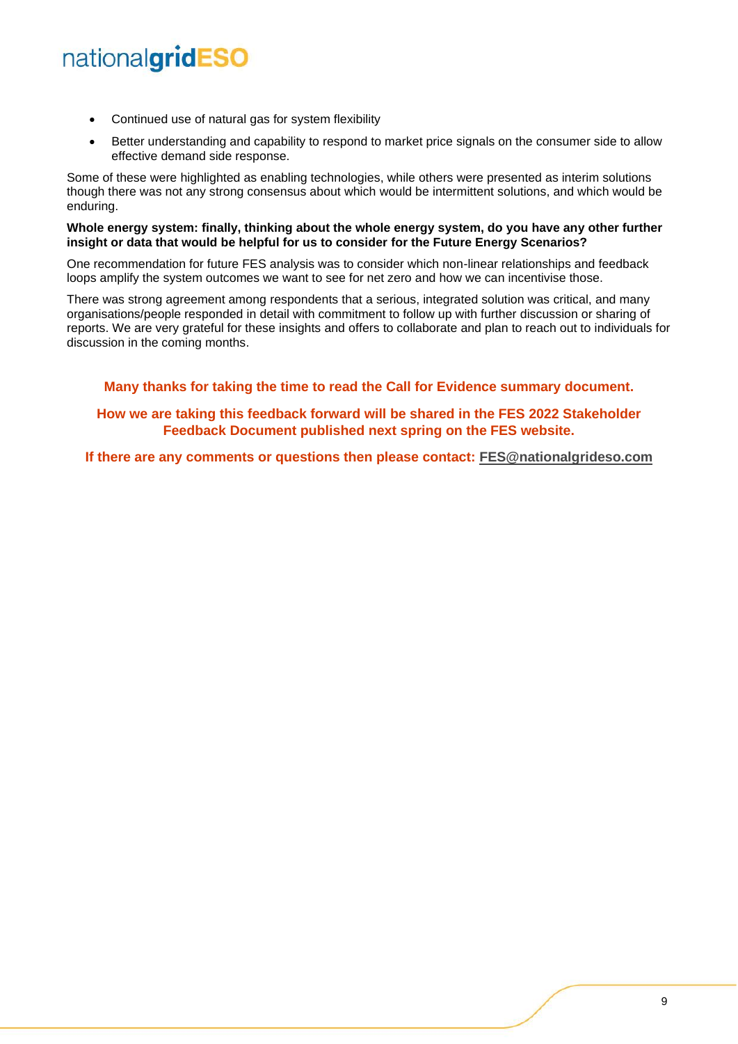- Continued use of natural gas for system flexibility
- Better understanding and capability to respond to market price signals on the consumer side to allow effective demand side response.

Some of these were highlighted as enabling technologies, while others were presented as interim solutions though there was not any strong consensus about which would be intermittent solutions, and which would be enduring.

**Whole energy system: finally, thinking about the whole energy system, do you have any other further insight or data that would be helpful for us to consider for the Future Energy Scenarios?**

One recommendation for future FES analysis was to consider which non-linear relationships and feedback loops amplify the system outcomes we want to see for net zero and how we can incentivise those.

There was strong agreement among respondents that a serious, integrated solution was critical, and many organisations/people responded in detail with commitment to follow up with further discussion or sharing of reports. We are very grateful for these insights and offers to collaborate and plan to reach out to individuals for discussion in the coming months.

**Many thanks for taking the time to read the Call for Evidence summary document.**

**How we are taking this feedback forward will be shared in the FES 2022 Stakeholder Feedback Document published next spring on the FES website.**

**If there are any comments or questions then please contact: FES@nationalgrideso.com**